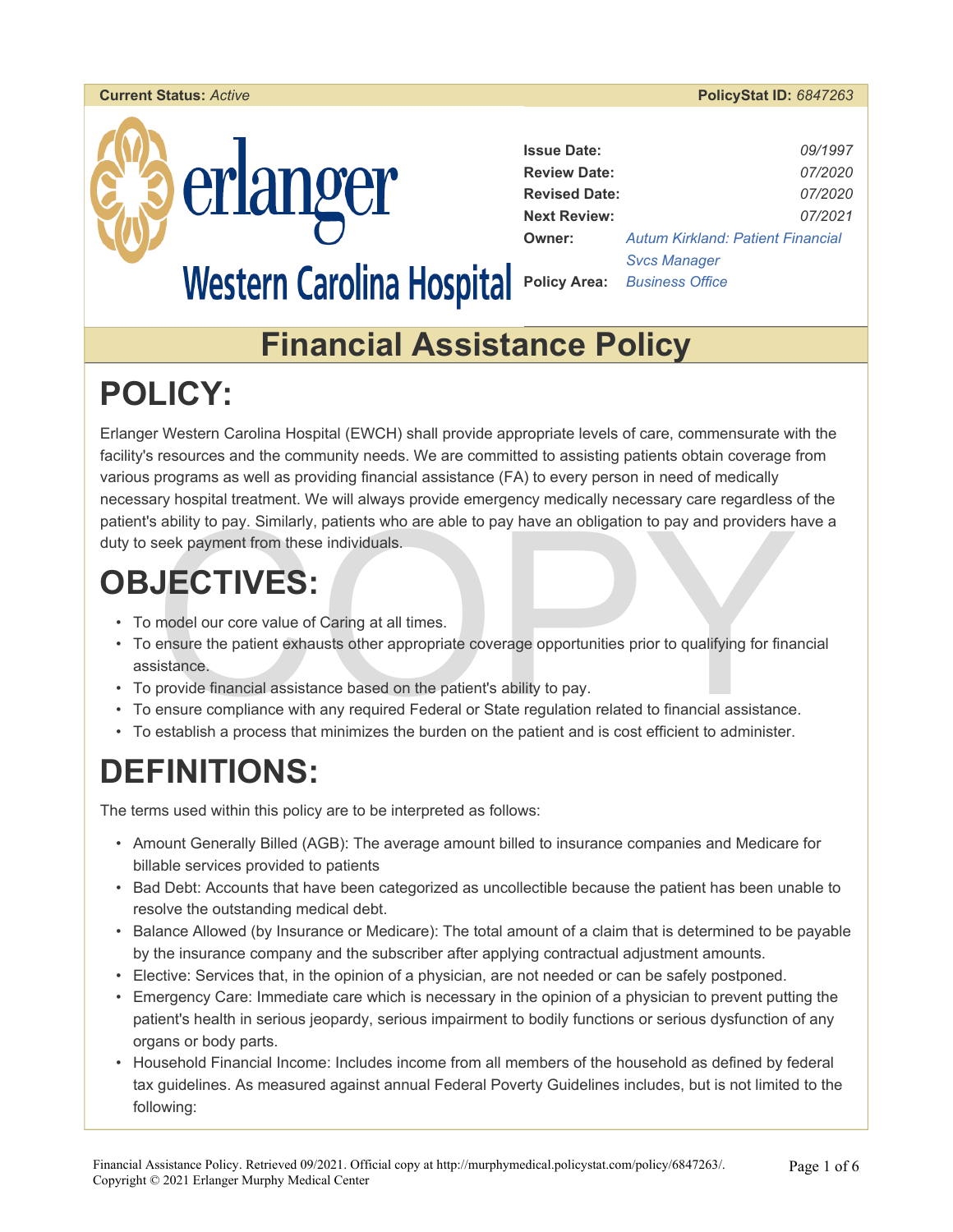**Current Status:** *Active* **PolicyStat ID:** *6847263*

erlanger
Western Carolina Hospital

| | |
|---|---|
| **Issue Date:** | *09/1997* |
| **Review Date:** | *07/2020* |
| **Revised Date:** | *07/2020* |
| **Next Review:** | *07/2021* |
| **Owner:** | *Autum Kirkland: Patient Financial Svcs Manager* |
| **Policy Area:** | *Business Office* |

# Financial Assistance Policy

# POLICY:

Erlanger Western Carolina Hospital (EWCH) shall provide appropriate levels of care, commensurate with the facility's resources and the community needs. We are committed to assisting patients obtain coverage from various programs as well as providing financial assistance (FA) to every person in need of medically necessary hospital treatment. We will always provide emergency medically necessary care regardless of the patient's ability to pay. Similarly, patients who are able to pay have an obligation to pay and providers have a duty to seek payment from these individuals.

# OBJECTIVES:

- To model our core value of Caring at all times.
- To ensure the patient exhausts other appropriate coverage opportunities prior to qualifying for financial assistance.
- To provide financial assistance based on the patient's ability to pay.
- To ensure compliance with any required Federal or State regulation related to financial assistance.
- To establish a process that minimizes the burden on the patient and is cost efficient to administer.

# DEFINITIONS:

The terms used within this policy are to be interpreted as follows:

- Amount Generally Billed (AGB): The average amount billed to insurance companies and Medicare for billable services provided to patients
- Bad Debt: Accounts that have been categorized as uncollectible because the patient has been unable to resolve the outstanding medical debt.
- Balance Allowed (by Insurance or Medicare): The total amount of a claim that is determined to be payable by the insurance company and the subscriber after applying contractual adjustment amounts.
- Elective: Services that, in the opinion of a physician, are not needed or can be safely postponed.
- Emergency Care: Immediate care which is necessary in the opinion of a physician to prevent putting the patient's health in serious jeopardy, serious impairment to bodily functions or serious dysfunction of any organs or body parts.
- Household Financial Income: Includes income from all members of the household as defined by federal tax guidelines. As measured against annual Federal Poverty Guidelines includes, but is not limited to the following: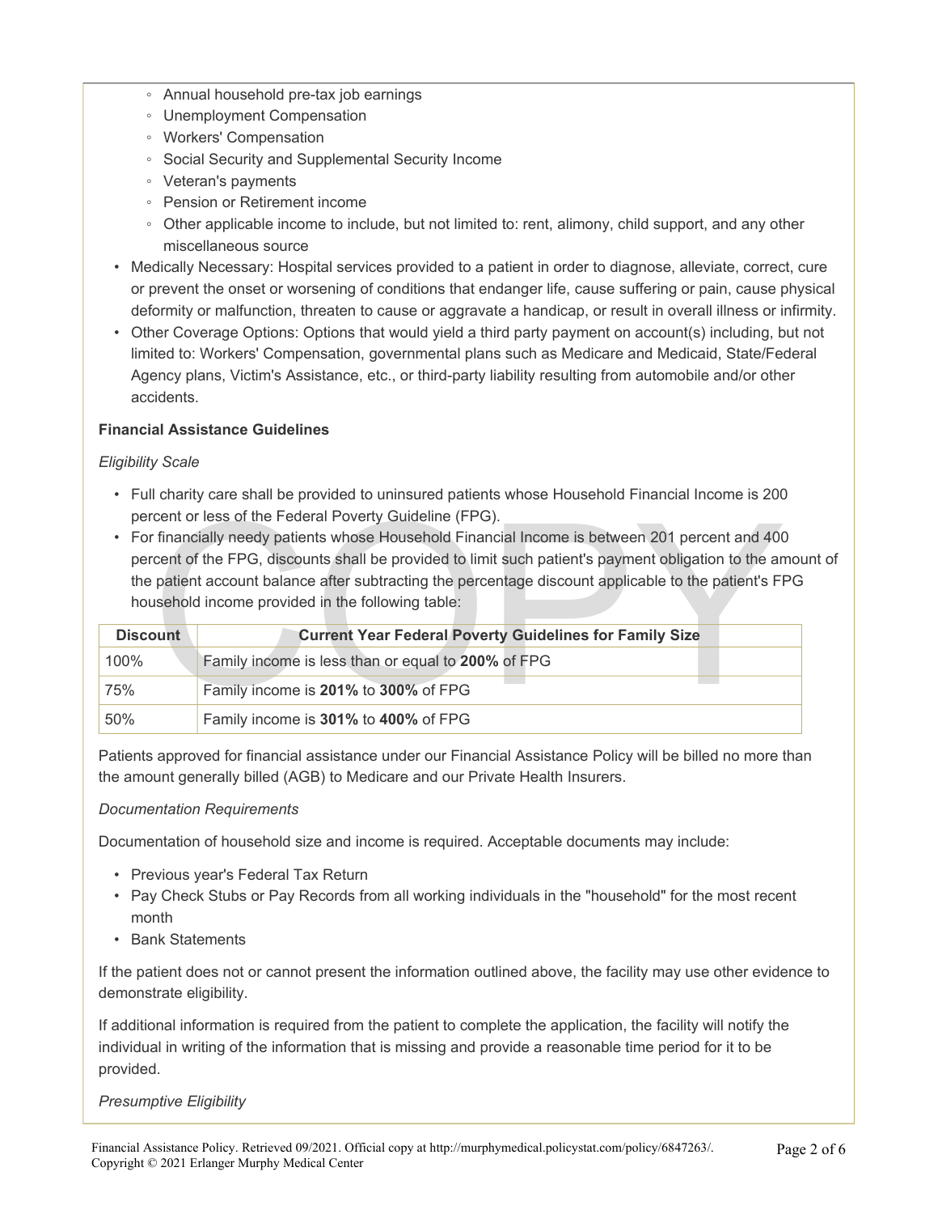- Annual household pre-tax job earnings
    - Unemployment Compensation
    - Workers' Compensation
    - Social Security and Supplemental Security Income
    - Veteran's payments
    - Pension or Retirement income
    - Other applicable income to include, but not limited to: rent, alimony, child support, and any other miscellaneous source
- Medically Necessary: Hospital services provided to a patient in order to diagnose, alleviate, correct, cure or prevent the onset or worsening of conditions that endanger life, cause suffering or pain, cause physical deformity or malfunction, threaten to cause or aggravate a handicap, or result in overall illness or infirmity.
- Other Coverage Options: Options that would yield a third party payment on account(s) including, but not limited to: Workers' Compensation, governmental plans such as Medicare and Medicaid, State/Federal Agency plans, Victim's Assistance, etc., or third-party liability resulting from automobile and/or other accidents.

**Financial Assistance Guidelines**

*Eligibility Scale*

- Full charity care shall be provided to uninsured patients whose Household Financial Income is 200 percent or less of the Federal Poverty Guideline (FPG).
- For financially needy patients whose Household Financial Income is between 201 percent and 400 percent of the FPG, discounts shall be provided to limit such patient's payment obligation to the amount of the patient account balance after subtracting the percentage discount applicable to the patient's FPG household income provided in the following table:

| Discount | Current Year Federal Poverty Guidelines for Family Size |
|---|---|
| 100% | Family income is less than or equal to **200%** of FPG |
| 75% | Family income is **201%** to **300%** of FPG |
| 50% | Family income is **301%** to **400%** of FPG |

Patients approved for financial assistance under our Financial Assistance Policy will be billed no more than the amount generally billed (AGB) to Medicare and our Private Health Insurers.

*Documentation Requirements*

Documentation of household size and income is required. Acceptable documents may include:

- Previous year's Federal Tax Return
- Pay Check Stubs or Pay Records from all working individuals in the "household" for the most recent month
- Bank Statements

If the patient does not or cannot present the information outlined above, the facility may use other evidence to demonstrate eligibility.

If additional information is required from the patient to complete the application, the facility will notify the individual in writing of the information that is missing and provide a reasonable time period for it to be provided.

*Presumptive Eligibility*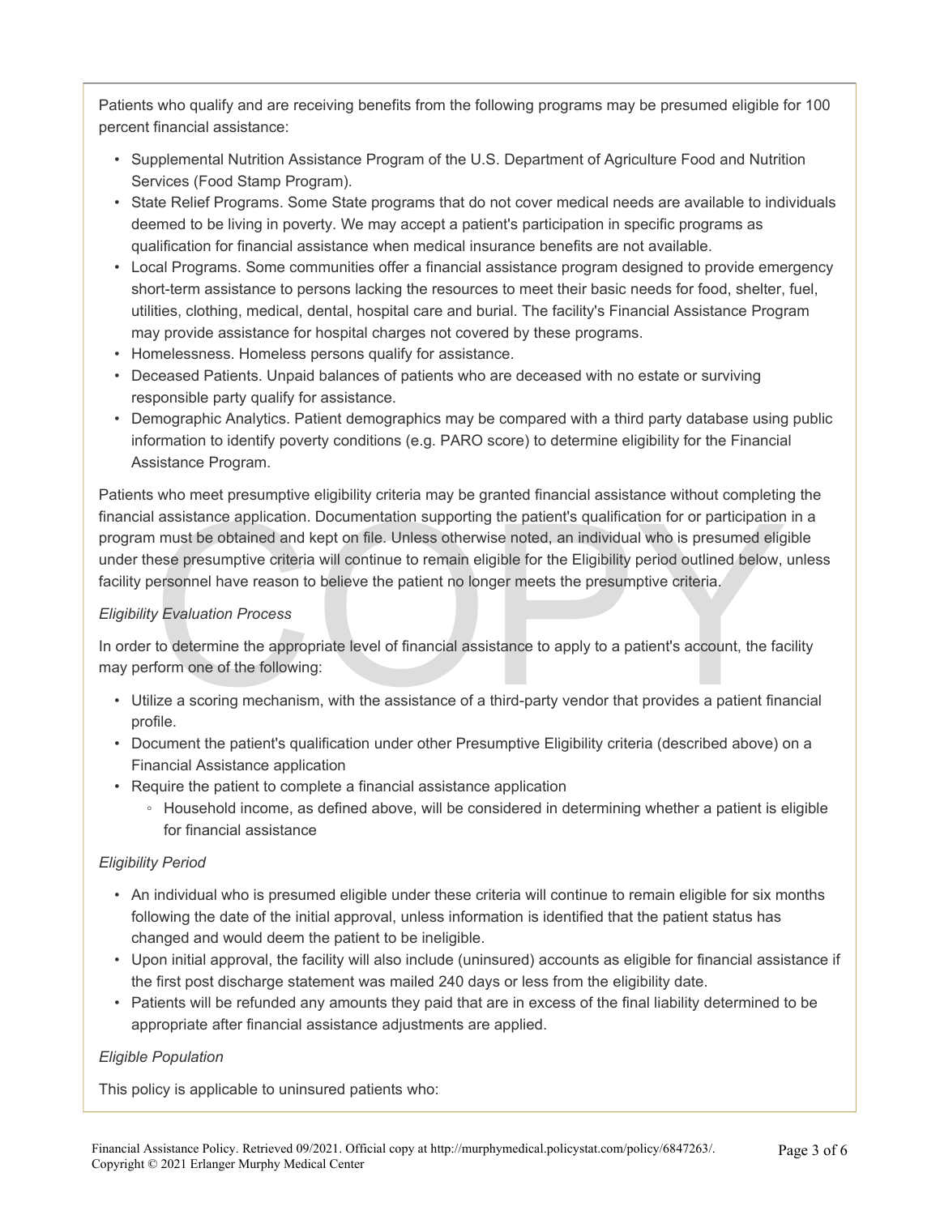Patients who qualify and are receiving benefits from the following programs may be presumed eligible for 100 percent financial assistance:

- Supplemental Nutrition Assistance Program of the U.S. Department of Agriculture Food and Nutrition Services (Food Stamp Program).
- State Relief Programs. Some State programs that do not cover medical needs are available to individuals deemed to be living in poverty. We may accept a patient's participation in specific programs as qualification for financial assistance when medical insurance benefits are not available.
- Local Programs. Some communities offer a financial assistance program designed to provide emergency short-term assistance to persons lacking the resources to meet their basic needs for food, shelter, fuel, utilities, clothing, medical, dental, hospital care and burial. The facility's Financial Assistance Program may provide assistance for hospital charges not covered by these programs.
- Homelessness. Homeless persons qualify for assistance.
- Deceased Patients. Unpaid balances of patients who are deceased with no estate or surviving responsible party qualify for assistance.
- Demographic Analytics. Patient demographics may be compared with a third party database using public information to identify poverty conditions (e.g. PARO score) to determine eligibility for the Financial Assistance Program.

Patients who meet presumptive eligibility criteria may be granted financial assistance without completing the financial assistance application. Documentation supporting the patient's qualification for or participation in a program must be obtained and kept on file. Unless otherwise noted, an individual who is presumed eligible under these presumptive criteria will continue to remain eligible for the Eligibility period outlined below, unless facility personnel have reason to believe the patient no longer meets the presumptive criteria.

*Eligibility Evaluation Process*

In order to determine the appropriate level of financial assistance to apply to a patient's account, the facility may perform one of the following:

- Utilize a scoring mechanism, with the assistance of a third-party vendor that provides a patient financial profile.
- Document the patient's qualification under other Presumptive Eligibility criteria (described above) on a Financial Assistance application
- Require the patient to complete a financial assistance application
  - Household income, as defined above, will be considered in determining whether a patient is eligible for financial assistance

*Eligibility Period*

- An individual who is presumed eligible under these criteria will continue to remain eligible for six months following the date of the initial approval, unless information is identified that the patient status has changed and would deem the patient to be ineligible.
- Upon initial approval, the facility will also include (uninsured) accounts as eligible for financial assistance if the first post discharge statement was mailed 240 days or less from the eligibility date.
- Patients will be refunded any amounts they paid that are in excess of the final liability determined to be appropriate after financial assistance adjustments are applied.

*Eligible Population*

This policy is applicable to uninsured patients who: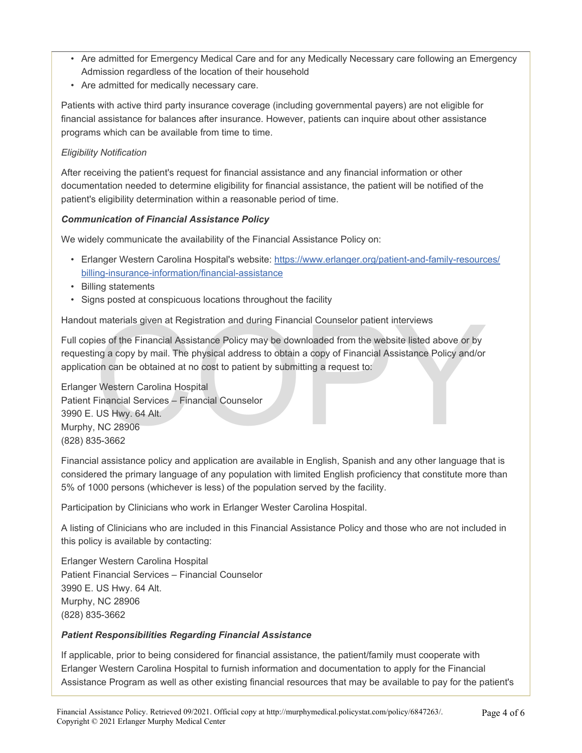- Are admitted for Emergency Medical Care and for any Medically Necessary care following an Emergency Admission regardless of the location of their household
- Are admitted for medically necessary care.

Patients with active third party insurance coverage (including governmental payers) are not eligible for financial assistance for balances after insurance. However, patients can inquire about other assistance programs which can be available from time to time.

*Eligibility Notification*

After receiving the patient's request for financial assistance and any financial information or other documentation needed to determine eligibility for financial assistance, the patient will be notified of the patient's eligibility determination within a reasonable period of time.

***Communication of Financial Assistance Policy***

We widely communicate the availability of the Financial Assistance Policy on:

- Erlanger Western Carolina Hospital's website: [https://www.erlanger.org/patient-and-family-resources/billing-insurance-information/financial-assistance](https://www.erlanger.org/patient-and-family-resources/billing-insurance-information/financial-assistance)
- Billing statements
- Signs posted at conspicuous locations throughout the facility

Handout materials given at Registration and during Financial Counselor patient interviews

Full copies of the Financial Assistance Policy may be downloaded from the website listed above or by requesting a copy by mail. The physical address to obtain a copy of Financial Assistance Policy and/or application can be obtained at no cost to patient by submitting a request to:

Erlanger Western Carolina Hospital
Patient Financial Services – Financial Counselor
3990 E. US Hwy. 64 Alt.
Murphy, NC 28906
(828) 835-3662

Financial assistance policy and application are available in English, Spanish and any other language that is considered the primary language of any population with limited English proficiency that constitute more than 5% of 1000 persons (whichever is less) of the population served by the facility.

Participation by Clinicians who work in Erlanger Wester Carolina Hospital.

A listing of Clinicians who are included in this Financial Assistance Policy and those who are not included in this policy is available by contacting:

Erlanger Western Carolina Hospital
Patient Financial Services – Financial Counselor
3990 E. US Hwy. 64 Alt.
Murphy, NC 28906
(828) 835-3662

***Patient Responsibilities Regarding Financial Assistance***

If applicable, prior to being considered for financial assistance, the patient/family must cooperate with Erlanger Western Carolina Hospital to furnish information and documentation to apply for the Financial Assistance Program as well as other existing financial resources that may be available to pay for the patient's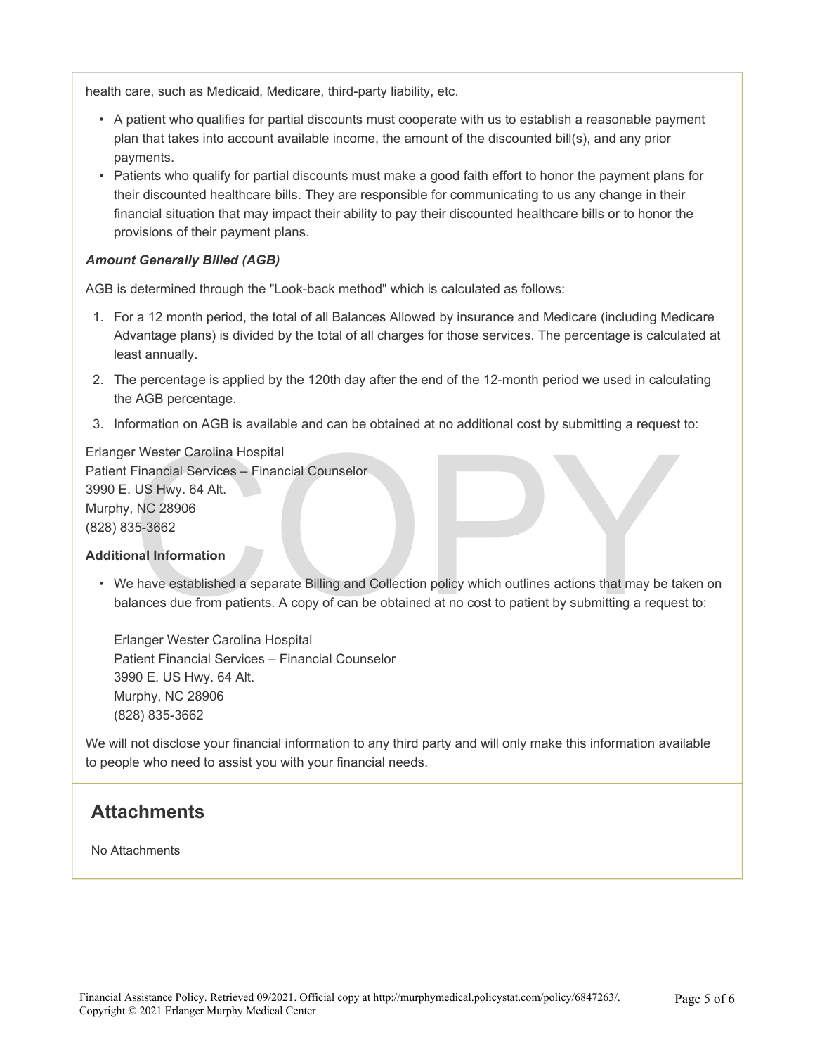health care, such as Medicaid, Medicare, third-party liability, etc.

- A patient who qualifies for partial discounts must cooperate with us to establish a reasonable payment plan that takes into account available income, the amount of the discounted bill(s), and any prior payments.
- Patients who qualify for partial discounts must make a good faith effort to honor the payment plans for their discounted healthcare bills. They are responsible for communicating to us any change in their financial situation that may impact their ability to pay their discounted healthcare bills or to honor the provisions of their payment plans.

***Amount Generally Billed (AGB)***

AGB is determined through the "Look-back method" which is calculated as follows:

1. For a 12 month period, the total of all Balances Allowed by insurance and Medicare (including Medicare Advantage plans) is divided by the total of all charges for those services. The percentage is calculated at least annually.
2. The percentage is applied by the 120th day after the end of the 12-month period we used in calculating the AGB percentage.
3. Information on AGB is available and can be obtained at no additional cost by submitting a request to:

Erlanger Wester Carolina Hospital
Patient Financial Services – Financial Counselor
3990 E. US Hwy. 64 Alt.
Murphy, NC 28906
(828) 835-3662

**Additional Information**

- We have established a separate Billing and Collection policy which outlines actions that may be taken on balances due from patients. A copy of can be obtained at no cost to patient by submitting a request to:

  Erlanger Wester Carolina Hospital
  Patient Financial Services – Financial Counselor
  3990 E. US Hwy. 64 Alt.
  Murphy, NC 28906
  (828) 835-3662

We will not disclose your financial information to any third party and will only make this information available to people who need to assist you with your financial needs.

## Attachments

No Attachments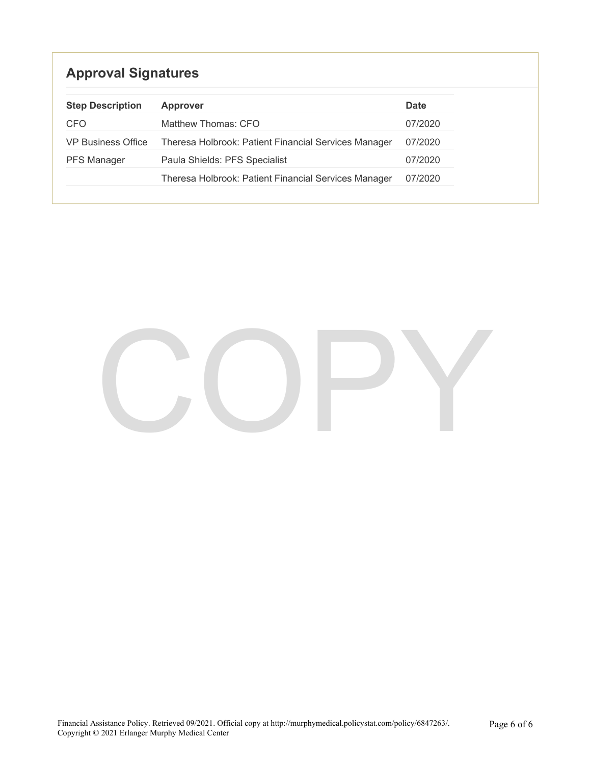## Approval Signatures

| Step Description | Approver | Date |
|---|---|---|
| CFO | Matthew Thomas: CFO | 07/2020 |
| VP Business Office | Theresa Holbrook: Patient Financial Services Manager | 07/2020 |
| PFS Manager | Paula Shields: PFS Specialist | 07/2020 |
| | Theresa Holbrook: Patient Financial Services Manager | 07/2020 |